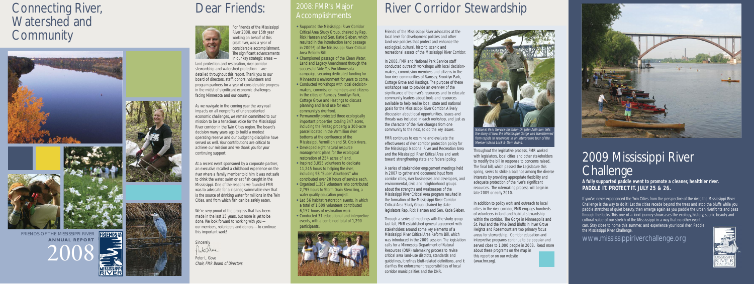# Connecting River, Watershed and Community

FRIENDS OF THE MISSISSIPPI RIVER
**ANNUAL REPORT**
2008

# Dear Friends:

For Friends of the Mississippi River 2008, our 15th year working on behalf of this great river, was a year of considerable accomplishment. The significant advancements in our key strategic areas — land protection and restoration, river corridor stewardship and watershed protection — are detailed throughout this report. Thank you to our board of directors, staff, donors, volunteers and program partners for a year of considerable progress in the midst of significant economic challenges facing Minnesota and our country.

As we navigate in the coming year the very real impacts on all nonprofits of unprecedented economic challenges, we remain committed to our mission to be a tenacious voice for the Mississippi River corridor in the Twin Cities region. The board's decision many years ago to build a modest operating reserve and our budgeting discipline have served us well. Your contributions are critical to achieve our mission and we thank you for your continuing support.

At a recent event sponsored by a corporate partner, an executive recalled a childhood experience on the river where a family member told him it was not safe to drink the water, swim or eat fish caught in the Mississippi. One of the reasons we founded FMR was to advocate for a cleaner, swimmable river that is the source of drinking water for millions in the Twin Cities, and from which fish can be safely eaten.

We're very proud of the progress that has been made in the last 15 years, but more is yet to be done. We look forward to working with you — our members, volunteers and donors — to continue this important work!

Sincerely,

Peter L. Gove
*Chair, FMR Board of Directors*

## 2008: FMR's Major Accomplishments

- Supported the Mississippi River Corridor Critical Area Study Group, chaired by Rep. Rick Hansen and Sen. Katie Sieben, which resulted in the introduction (and passage in 2009!) of the Mississippi River Critical Area Reform Bill.
- Championed passage of the Clean Water, Land and Legacy Amendment through the successful Vote Yes For Minnesota campaign, securing dedicated funding for Minnesota's environment for years to come.
- Conducted workshops with local decision-makers, commission members and citizens in the cities of Ramsey, Brooklyn Park, Cottage Grove and Hastings to discuss planning and land use for each community's riverfront.
- Permanently protected three ecologically important properties totaling 347 acres, including the Freitag property, a 300-acre parcel located in the Vermillion river bottoms at the confluence of the Mississippi, Vermillion and St. Croix rivers.
- Developed eight natural resource management plans for the ecological restoration of 254 acres of land.
- Inspired 3,055 volunteers to dedicate 11,245 hours to helping the river, including 98 "Super Volunteers" who contributed over 20 hours of service each.
- Organized 1,367 volunteers who contributed 2,795 hours to Storm Drain Stenciling, a water quality education project.
- Led 56 habitat restoration events, in which a total of 1,609 volunteers contributed 6,157 hours of restoration work.
- Conducted 31 educational and interpretive events, with a combined total of 1,290 participants.

# River Corridor Stewardship

Friends of the Mississippi River advocates at the local level for development policies and other land-use policies that protect and enhance the ecological, cultural, historic, scenic and recreational assets of the Mississippi River Corridor.

In 2008, FMR and National Park Service staff conducted outreach workshops with local decision-makers, commission members and citizens in the four river communities of Ramsey, Brooklyn Park, Cottage Grove and Hastings. The purpose of these workshops was to provide an overview of the significance of the river's resources and to educate community leaders about tools and resources available to help realize local, state and national goals for the Mississippi River Corridor. A lively discussion about local opportunities, issues and threats was included in each workshop, and just as the character of the river changes from one community to the next, so do the key issues.

FMR continues to examine and evaluate the effectiveness of river corridor protection policy for the Mississippi National River and Recreation Area and the Mississippi River Critical Area and work toward strengthening state and federal policy.

A series of stakeholder engagement meetings held in 2007 to gather and document input from corridor cities, river businesses and developers, and environmental, civic and neighborhood groups about the strengths and weaknesses of the Mississippi River Critical Area program resulted in the formation of the Mississippi River Corridor Critical Area Study Group, chaired by state legislators Rep. Rick Hansen and Sen. Katie Sieben.

Through a series of meetings with the study group last fall, FMR established general agreement with stakeholders around some key elements of a Mississippi River Critical Area Reform Bill, which was introduced in the 2009 session. The legislation calls for a Minnesota Department of Natural Resources (DNR) rulemaking process to revise critical area land-use districts, standards and guidelines, it refines bluff-related definitions, and it clarifies the enforcement responsibilities of local corridor municipalities and the DNR.

*National Park Service historian Dr. John Anfinson tells the story of how the Mississippi Gorge was transformed from rapids to reservoirs in an interpretive tour of the Meeker Island Lock & Dam Ruins.*

Throughout the legislative process, FMR worked with legislators, local cities and other stakeholders to modify the bill in response to concerns raised. The final bill, which passed the Legislature this spring, seeks to strike a balance among the diverse interests by providing appropriate flexibility and adequate protection of the river's significant resources. The rulemaking process will begin in late 2009 or early 2010.

In addition to policy work and outreach to local cities in the river corridor, FMR engages hundreds of volunteers in land and habitat stewardship within the corridor. The Gorge in Minneapolis and St. Paul and the Pine Bend Bluffs in Inver Grove Heights and Rosemount are two primary focus areas for stewardship. Corridor education and interpretive programs continue to be popular and served close to 1,000 people in 2008. Read more about these programs on the map in this report or on our website (www.fmr.org).

# 2009 Mississippi River Challenge

**A fully supported paddle event to promote a cleaner, healthier river. PADDLE IT. PROTECT IT. JULY 25 & 26.**

If you've never experienced the Twin Cities from the perspective of the river, the Mississippi River Challenge is the way to do it! Let the cities recede beyond the trees and atop the bluffs while you paddle stretches of quiet beauty, then emerge again as you paddle the urban riverfronts and pass through the locks. This one-of-a-kind journey showcases the ecology, history, scenic beauty and cultural value of our stretch of the Mississippi in a way that no other event can. Stay close to home this summer, and experience your local river: Paddle the Mississippi River Challenge.

www.mississippiriverchallenge.org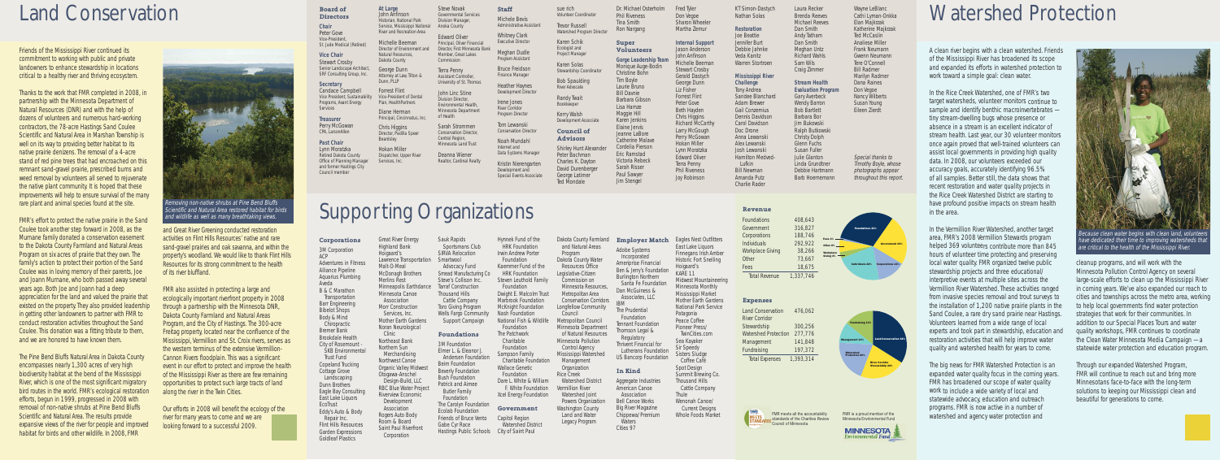# Land Conservation

Friends of the Mississippi River continued its commitment to working with public and private landowners to enhance stewardship in locations critical to a healthy river and thriving ecosystem.

Thanks to the work that FMR completed in 2008, in partnership with the Minnesota Department of Natural Resources (DNR) and with the help of dozens of volunteers and numerous hard-working contractors, the 78-acre Hastings Sand Coulee Scientific and Natural Area in Nininger Township is well on its way to providing better habitat to its native prairie denizens. The removal of a 4-acre stand of red pine trees that had encroached on this remnant sand-gravel prairie, prescribed burns and weed removal by volunteers all served to rejuvenate the native plant community. It is hoped that these improvements will help to ensure survival of the many rare plant and animal species found at the site.

FMR's effort to protect the native prairie in the Sand Coulee took another step forward in 2008, as the Murnane family donated a conservation easement to the Dakota County Farmland and Natural Areas Program on six acres of prairie that they own. The family's action to protect their portion of the Sand Coulee was in loving memory of their parents, Joe and Joann Murnane, who both passed away several years ago. Both Joe and Joann had a deep appreciation for the land and valued the prairie that existed on the property. They also provided leadership in getting other landowners to partner with FMR to conduct restoration activities throughout the Sand Coulee. This donation was a fitting tribute to them, and we are honored to have known them.

The Pine Bend Bluffs Natural Area in Dakota County encompasses nearly 1,300 acres of very high biodiversity habitat at the bend of the Mississippi River, which is one of the most significant migratory bird routes in the world. FMR's ecological restoration efforts, begun in 1999, progressed in 2008 with removal of non-native shrubs at Pine Bend Bluffs Scientific and Natural Area. The results provide expansive views of the river for people and improved habitat for birds and other wildlife. In 2008, FMR and Great River Greening conducted restoration activities on Flint Hills Resources' native and rare sand-gravel prairies and oak savanna, and within the property's woodland. We would like to thank Flint Hills Resources for its strong commitment to the health of its river blufland.

*Removing non-native shrubs at Pine Bend Bluffs Scientific and Natural Area restored habitat for birds and wildlife as well as many breathtaking views.*

FMR also assisted in protecting a large and ecologically important riverfront property in 2008 through a partnership with the Minnesota DNR, Dakota County Farmland and Natural Areas Program, and the City of Hastings. The 300-acre Freitag property, located near the confluence of the Mississippi, Vermillion and St. Croix rivers, serves as the western terminus of the extensive Vermillion-Cannon Rivers floodplain. This was a significant event in our effort to protect and improve the health of the Mississippi River as there are few remaining opportunities to protect such large tracts of land along the river in the Twin Cities.

Our efforts in 2008 will benefit the ecology of the river for many years to come and we are looking forward to a successful 2009.

## Board of Directors

**Chair**
Peter Gove
Vice-President, St. Jude Medical (Retired)

**Vice Chair**
Stewart Crosby
Senior Landscape Architect, SRF Consulting Group, Inc.

**Secretary**
Candace Campbell
Vice President, Sustainability Programs, Asani Energy Services

**Treasurer**
Perry McGowan
CPA, Larsonallen

**Past Chair**
Lynn Moratzka
Retired Dakota County Office of Planning Manager and former Hastings City Council member

**At Large**
John Anfinson
Historian, National Park Service, Mississippi National River and Recreation Area

Michelle Beeman
Director of Environment and Natural Resources, Dakota County

George Dunn
Attorney at Law, Tilton & Dunn, PLLP

Forrest Flint
Vice-President of Dental Plan, HealthPartners

Diane Herman
Principal, Cincinnatus, Inc.

Chris Higgins
Director, Padilla Speer Beardsley

Hokan Miller
Dispatcher, Upper River Services, Inc.

Steve Novak
Governmental Services Division Manager, Anoka County

Edward Oliver
Principal, Oliver Financial Director, First Minnesota Bank Member, Great Lakes Commission

Terra Penny
Assistant Controller, University of St. Thomas

John Linc Stine
Division Director, Environmental Health, Minnesota Department of Health

Sarah Strommen
Conservation Director, Central Region, Minnesota Land Trust

Deanna Wiener
Realtor, Cardinal Realty

## Staff

Michele Bevis
Administrative Assistant

Whitney Clark
Executive Director

Meghan Dudle
Program Assistant

Bruce Freidson
Finance Manager

Heather Haynes
Development Director

Irene Jones
River Corridor Program Director

Tom Lewanski
Conservation Director

Noah Mundahl
Internet and Data Systems Manager

Kristin Nierengarten
Development and Special Events Associate

sue rich
Volunteer Coordinator

Trevor Russell
Watershed Program Director

Karen Schik
Ecologist and Project Manager

Karen Solas
Stewardship Coordinator

Bob Spaulding
River Advocate

Randy Twait
Bookkeeper

Kerry Walsh
Development Associate

## Council of Advisors

Shirley Hunt Alexander
Peter Bachman
Charles K. Dayton
David Durenberger
George Latimer
Ted Mondale
Dr. Michael Osterholm
Phil Riveness
Tina Smith
Ron Nargang

## Super Volunteers

**Gorge Leadership Team**
Monique Auge-Bodin
Christine Bohn
Tim Boyle
Laurie Bruno
Bill Davnie
Barbara Gibson
Lisa Hamze
Maggie Hill
Karen Jenkins
Elaine Jervis
Jeanne LaBore
Catherine Malave
Cordelia Pierson
Eric Ramstad
Victoria Rebeck
Sarah Risser
Paul Sawyer
Jim Stengel
Fred Tyler
Don Vegoe
Sharon Wheeler
Martha Zemur

**Internal Support**
Jason Anderson
John Anfinson
Michelle Beeman
Stewart Crosby
Gerald Dastych
George Dunn
Liz Fisher
Forrest Flint
Peter Gove
Beth Hayden
Chris Higgins
Richard McCarthy
Larry McGough
Perry McGowan
Hokan Miller
Lynn Moratzka
Edward Oliver
Terra Penny
Phil Riveness
Joy Robinson
KT Simon-Dastych
Nathan Solas

**Restoration**
Joe Beattie
Jennifer Burt
Debbie Jahnke
Veda Kanitz
Warren Stortroen

**Mississippi River Challenge**
Tony Andrea
Sandee Blanchard
Adam Brewer
Gail Cornermius
Dennis Davidson
Carol Davidson
Doc Drone
Anna Lewanski
Alex Lewanski
Josh Lewanski
Hamilton Medlevski-Lufkin
Bill Newman
Amanda Putz
Charlie Rader
Laura Recker
Brenda Reeves
Michael Reeves
Dan Smith
Andy Tatham
Dan Smith
Meghan Untz
Richard Wahls
Sam Wils
Craig Zimmer

**Stream Health Evaluation Program**
Gary Averbeck
Wendy Barron
Bob Bartlett
Barbara Bor
Jim Bukowski
Ralph Butkowski
Christy Dolph
Glenn Fuchs
Susan Fuller
Julie Glanton
Linda Grundtner
Debbie Hartmann
Barb Hoernemann
Wayne LeBlanc
Cathi Lyman-Onkka
Elan Majkrzak
Katherine Majkrzak
Ted McCaslin
Analiese Miller
Frank Neumann
Gwenn Neumann
Tere O'Connell
Bill Radmer
Marilyn Radmer
Dana Raines
Don Vegoe
Nancy Wilberts
Susan Young
Eileen Zierdt

*Special thanks to Timothy Boyle, whose photographs appear throughout this report.*

# Supporting Organizations

## Corporations

3M Corporation
ACP
Adventures in Fitness
Alliance Pipeline
Aquarius Plumbing
Aveda
B & C Marathon Transportation
Barr Engineering
Bibelot Shops
Body & Mind Chiropractic
Bremer Bank
Brookdale Health
City of Rosemount – SKB Environmental Trust Fund
Copeland Trucking
Cottage Grove Landscaping
Dunn Brothers
Eagle Bay Consulting
East Lake Liquors
EcoTrust
Eddy's Auto & Body Repair Inc.
Flint Hills Resources
Garden Expressions
Goldleaf Plastics
Great River Energy
Highland Bank
Hoigaard's
Lawrence Transportation
Malt-O-Meal
McDonagh Brothers
Merlins Rest
Minneapolis Earthdance
Minnesota Canoe Association
Moor Construction Services, Inc.
Mother Earth Gardens
Noran Neurological Clinic
Northeast Bank
Northern Sun Merchandising
Northwest Canoe
Organic Valley Midwest
Otogawa-Anschel Design-Build, LLC
RBC Blue Water Project
Riverview Economic Development Association
Rogers Auto Body
Room & Board
Saint Paul Riverfront Corporation
Sauk Rapids Sportsmans Club
SIRVA Relocation
Smartland Advocacy Fund
Smead Manufacturing Co
Steve's Collision Inc.
Tarraf Construction
Thousand Hills Cattle Company
Toro Giving Program
Wells Fargo Community Support Campaign

## Foundations

3M Foundation
Elmer L. & Eleanor J. Andersen Foundation
Beim Foundation
Beverly Foundation
Bush Foundation
Patrick and Aimee Butler Family Foundation
The Carolyn Foundation
Ecolab Foundation
Friends of Bruce Vento
Gabe Cyr Race
Hastings Public Schools
Hynnek Fund of the HRK Foundation
Irwin Andrew Porter Foundation
Kaemmer Fund of the HRK Foundation
Steven Leuthold Family Foundation
Dwight E. Malcolm Trust
Marbrook Foundation
McKnight Foundation
Nash Foundation
National Fish & Wildlife Foundation
The Patchwork Charitable Foundation
Sampson Family Charitable Foundation
Wallace Genetic Foundation
Dare L. White & William F. White Foundation
Xcel Energy Foundation

## Government

Capitol Region Watershed District
City of Saint Paul
Dakota County Farmland and Natural Areas Program
Dakota County Water Resources Office
Legislative-Citizen Commission on Minnesota Resources, Metropolitan Area Conservation Corridors
Longfellow Community Council
Metropolitan Council
Minnesota Department of Natural Resources
Minnesota Pollution Control Agency
Mississippi Watershed Management Organization
Rice Creek Watershed District
Vermillion River Watershed Joint Powers Organization
Washington County Land and Water Legacy Program

## Employer Match

Adobe Systems Incorporated
Ameriprise Financial
Ben & Jerry's Foundation
Burlington Northern Santa Fe Foundation
Dan McGuiness & Associates, LLC
IBM
The Prudential Foundation
Tennant Foundation
Thomson Legal & Regulatory
Thrivent Financial for Lutherans Foundation
US Bancorp Foundation

## In Kind

Aggregate Industries
American Canoe Association
Bell Canoe Works
Big River Magazine
Chippewa/Premium Waters
Cities 97
Eagles Nest Outfitters
East Lake Liquors
Finnegans Irish Amber
Historic Fort Snelling
Hoigaard's
KARE 11
Midwest Mountaineering
Minnesota Monthly
Mississippi Market
Mother Earth Gardens
National Park Service
Patagonia
Peace Coffee
Pioneer Press/TwinCities.com
Sea Kayaker
Sir Speedy
Sisters Sludge Coffee Cafe
Spot Design
Summit Brewing Co.
Thousand Hills Cattle Company
Thule
Wenonah Canoe/Current Designs
Whole Foods Market

## Revenue

| | |
|---|---|
| Foundations | 408,643 |
| Government | 316,827 |
| Corporations | 188,746 |
| Individuals | 292,922 |
| Workplace Giving | 38,266 |
| Other | 73,667 |
| Fees | 18,675 |
| Total Revenue | 1,337,746 |

Foundations 31%
Government 24%
Corporations 14%
Individuals 22%
Workplace Giving 3%
Other 6%
Fees 1%

## Expenses

| | |
|---|---|
| Land Conservation | 476,062 |
| River Corridor Stewardship | 300,256 |
| Watershed Protection | 277,776 |
| Management | 141,848 |
| Fundraising | 197,372 |
| Total Expenses | 1,393,314 |

Land Conservation 34%
River Corridor Stewardship 22%
Watershed Protection 20%
Management 10%
Fundraising 14%

FMR meets all the accountability standards of the Charities Review Council of Minnesota

FMR is a proud member of the Minnesota Environmental Fund

# Watershed Protection

A clean river begins with a clean watershed. Friends of the Mississippi River has broadened its scope and expanded its efforts in watershed protection to work toward a single goal: clean water.

In the Rice Creek Watershed, one of FMR's two target watersheds, volunteer monitors continue to sample and identify benthic macroinvertebrates — tiny stream-dwelling bugs whose presence or absence in a stream is an excellent indicator of stream health. Last year, our 30 volunteer monitors once again proved that well-trained volunteers can assist local governments in providing high quality data. In 2008, our volunteers exceeded our accuracy goals, accurately identifying 96.5% of all samples. Better still, the data shows that recent restoration and water quality projects in the Rice Creek Watershed District are starting to have profound positive impacts on stream health in the area.

In the Vermillion River Watershed, another target area, FMR's 2008 Vermillion Stewards program helped 369 volunteers contribute more than 845 hours of volunteer time protecting and preserving local water quality. FMR organized twelve public stewardship projects and three educational/interpretive events at multiple sites across the Vermillion River Watershed. These activities ranged from invasive species removal and trout surveys to the installation of 1,200 native prairie plants in the Sand Coulee, a rare dry sand prairie near Hastings. Volunteers learned from a wide range of local experts and took part in stewardship, education and restoration activities that will help improve water quality and watershed health for years to come.

The big news for FMR Watershed Protection is an expanded water quality focus in the coming years. FMR has broadened our scope of water quality work to include a wide variety of local and statewide advocacy, education and outreach programs. FMR is now active in a number of watershed and agency water protection and cleanup programs, and will work with the Minnesota Pollution Control Agency on several large-scale efforts to clean up the Mississippi River in coming years. We've also expanded our reach to cities and townships across the metro area, working to help local governments find water protection strategies that work for their communities. In addition to our Special Places Tours and water quality workshops, FMR continues to coordinate the Clean Water Minnesota Media Campaign — a statewide water protection and education program.

*Because clean water begins with clean land, volunteers have dedicated their time to improving watersheds that are critical to the health of the Mississippi River.*

Through our expanded Watershed Program, FMR will continue to reach out and bring more Minnesotans face-to-face with the long-term solutions to keeping our Mississippi clean and beautiful for generations to come.